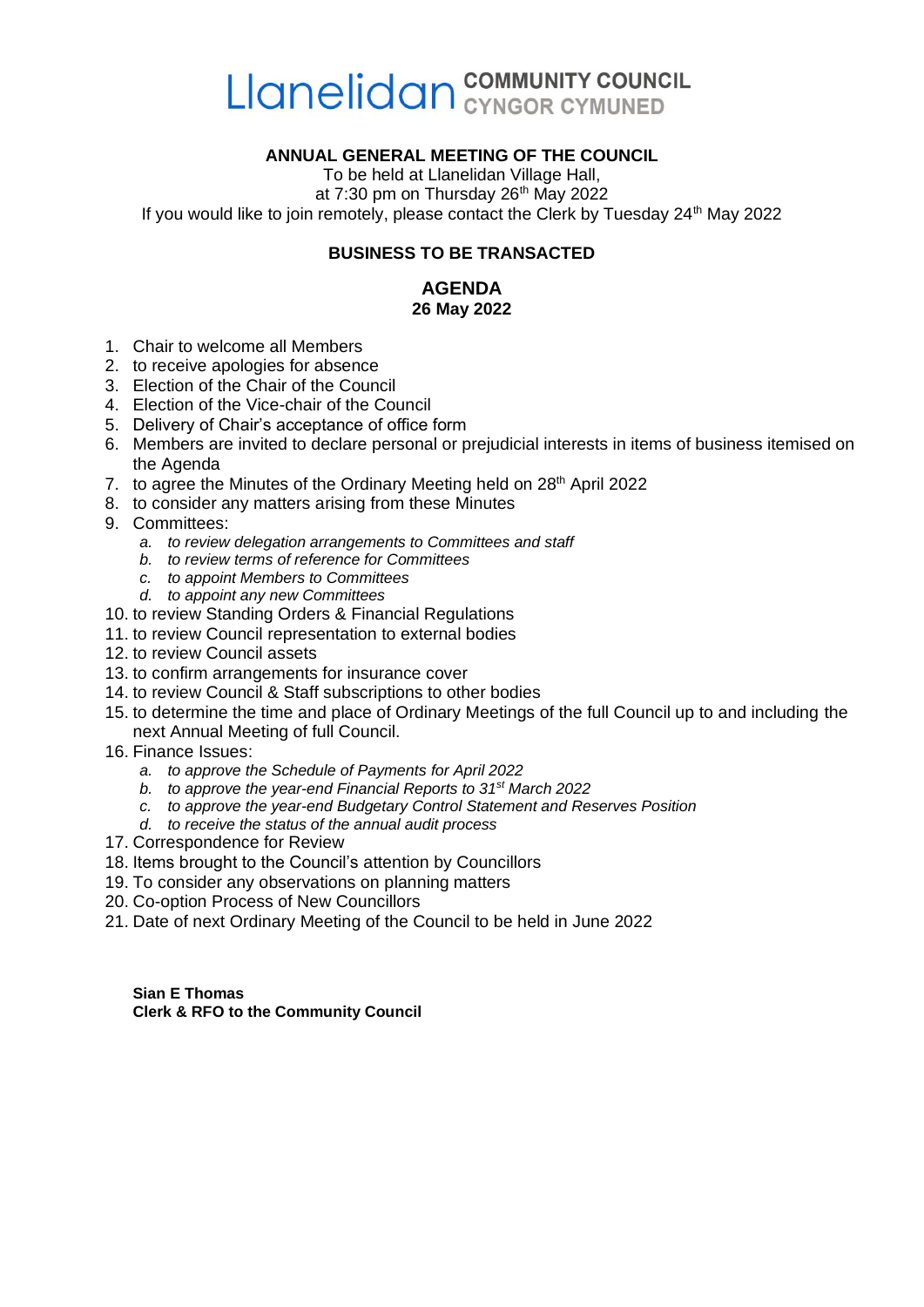# Llanelidan COMMUNITY COUNCIL CYNGOR CYMUNED

**ANNUAL GENERAL MEETING OF THE COUNCIL**

To be held at Llanelidan Village Hall,
at 7:30 pm on Thursday 26th May 2022
If you would like to join remotely, please contact the Clerk by Tuesday 24th May 2022

**BUSINESS TO BE TRANSACTED**

## AGENDA
**26 May 2022**

1. Chair to welcome all Members
2. to receive apologies for absence
3. Election of the Chair of the Council
4. Election of the Vice-chair of the Council
5. Delivery of Chair's acceptance of office form
6. Members are invited to declare personal or prejudicial interests in items of business itemised on the Agenda
7. to agree the Minutes of the Ordinary Meeting held on 28th April 2022
8. to consider any matters arising from these Minutes
9. Committees:
   a. *to review delegation arrangements to Committees and staff*
   b. *to review terms of reference for Committees*
   c. *to appoint Members to Committees*
   d. *to appoint any new Committees*
10. to review Standing Orders & Financial Regulations
11. to review Council representation to external bodies
12. to review Council assets
13. to confirm arrangements for insurance cover
14. to review Council & Staff subscriptions to other bodies
15. to determine the time and place of Ordinary Meetings of the full Council up to and including the next Annual Meeting of full Council.
16. Finance Issues:
    a. *to approve the Schedule of Payments for April 2022*
    b. *to approve the year-end Financial Reports to 31st March 2022*
    c. *to approve the year-end Budgetary Control Statement and Reserves Position*
    d. *to receive the status of the annual audit process*
17. Correspondence for Review
18. Items brought to the Council's attention by Councillors
19. To consider any observations on planning matters
20. Co-option Process of New Councillors
21. Date of next Ordinary Meeting of the Council to be held in June 2022

**Sian E Thomas**
**Clerk & RFO to the Community Council**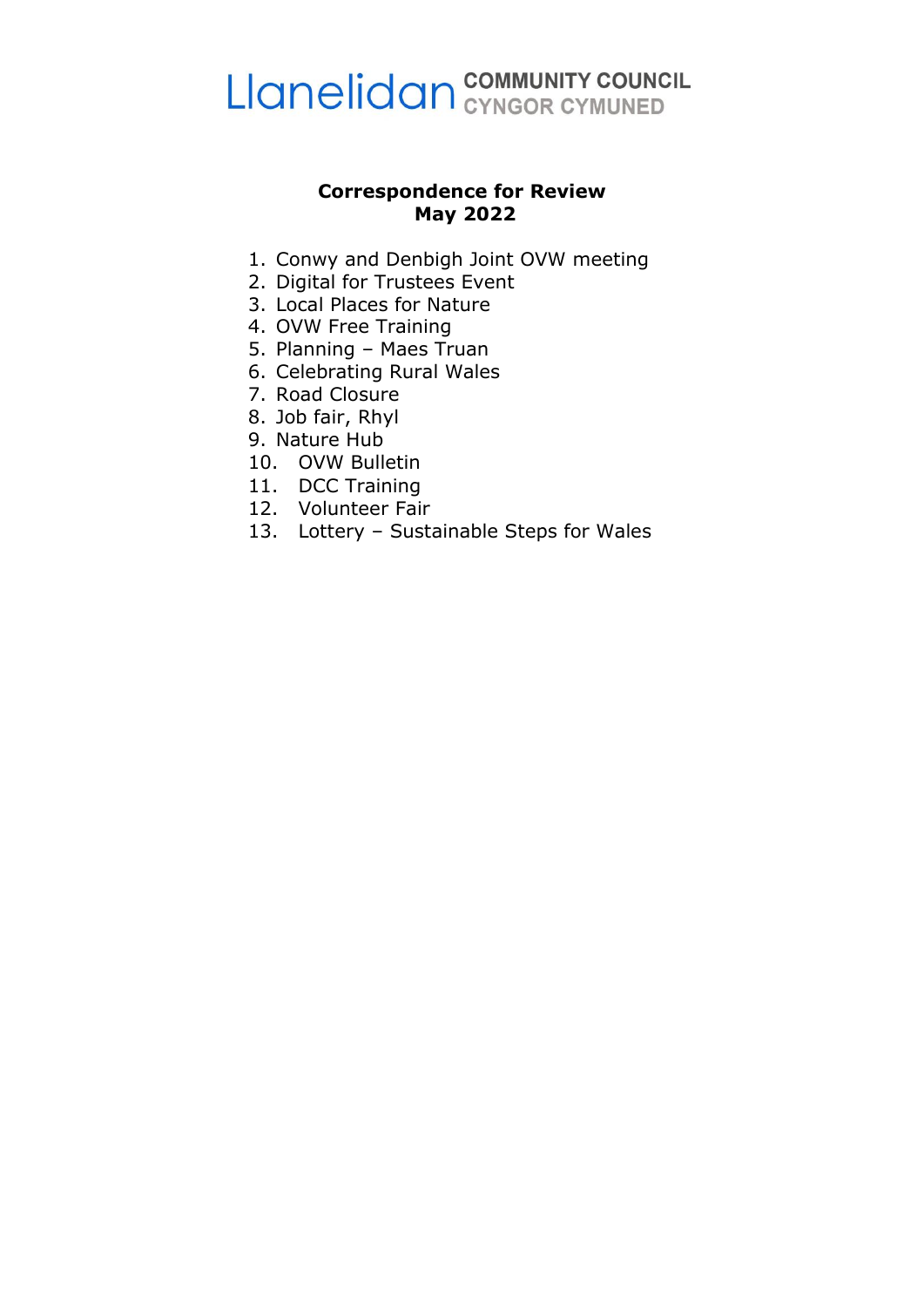# Llanelidan COMMUNITY COUNCIL CYNGOR CYMUNED

**Correspondence for Review**
**May 2022**

1. Conwy and Denbigh Joint OVW meeting
2. Digital for Trustees Event
3. Local Places for Nature
4. OVW Free Training
5. Planning – Maes Truan
6. Celebrating Rural Wales
7. Road Closure
8. Job fair, Rhyl
9. Nature Hub
10. OVW Bulletin
11. DCC Training
12. Volunteer Fair
13. Lottery – Sustainable Steps for Wales